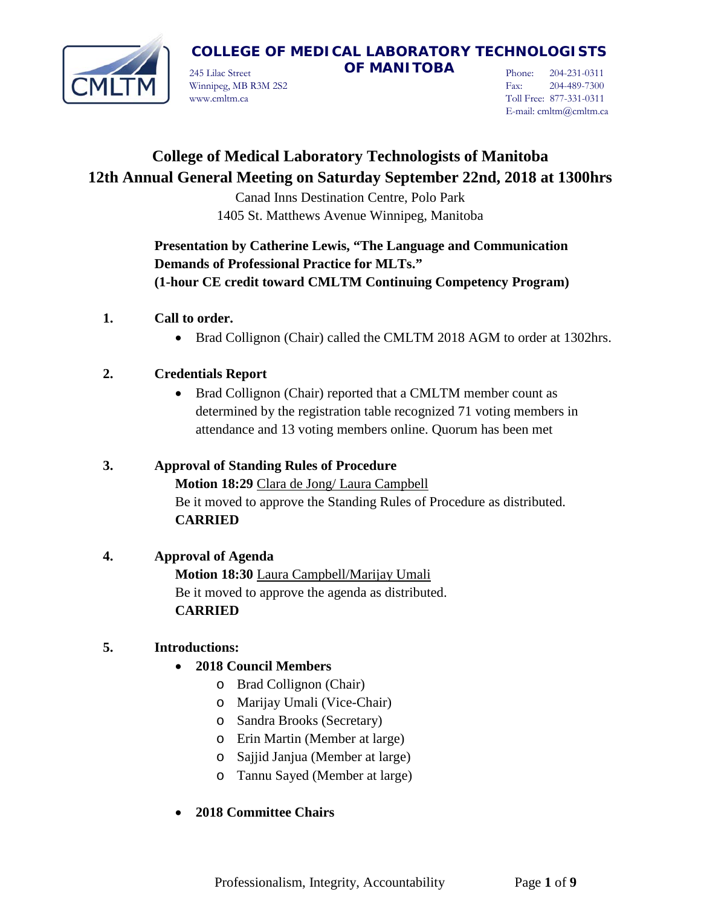**COLLEGE OF MEDICAL LABORATORY TECHNOLOGISTS OF MANITOBA**

245 Lilac Street
Winnipeg, MB R3M 2S2
www.cmltm.ca

Phone: 204-231-0311
Fax: 204-489-7300
Toll Free: 877-331-0311
E-mail: cmltm@cmltm.ca

# College of Medical Laboratory Technologists of Manitoba
# 12th Annual General Meeting on Saturday September 22nd, 2018 at 1300hrs

Canad Inns Destination Centre, Polo Park
1405 St. Matthews Avenue Winnipeg, Manitoba

**Presentation by Catherine Lewis, "The Language and Communication Demands of Professional Practice for MLTs."**
**(1-hour CE credit toward CMLTM Continuing Competency Program)**

**1. Call to order.**

- Brad Collignon (Chair) called the CMLTM 2018 AGM to order at 1302hrs.

**2. Credentials Report**

- Brad Collignon (Chair) reported that a CMLTM member count as determined by the registration table recognized 71 voting members in attendance and 13 voting members online. Quorum has been met

**3. Approval of Standing Rules of Procedure**

**Motion 18:29** Clara de Jong/ Laura Campbell
Be it moved to approve the Standing Rules of Procedure as distributed.
**CARRIED**

**4. Approval of Agenda**

**Motion 18:30** Laura Campbell/Marijay Umali
Be it moved to approve the agenda as distributed.
**CARRIED**

**5. Introductions:**

- **2018 Council Members**
  - Brad Collignon (Chair)
  - Marijay Umali (Vice-Chair)
  - Sandra Brooks (Secretary)
  - Erin Martin (Member at large)
  - Sajjid Janjua (Member at large)
  - Tannu Sayed (Member at large)

- **2018 Committee Chairs**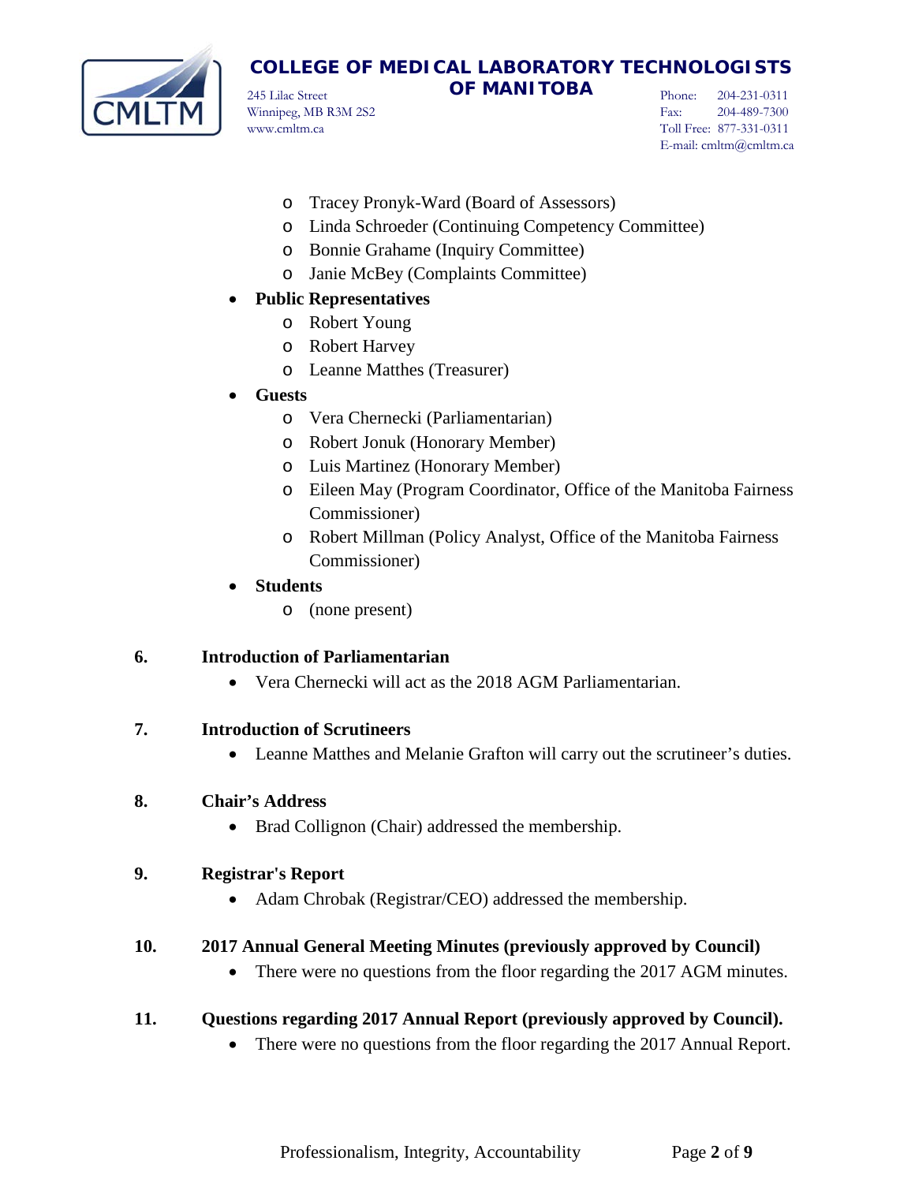- Tracey Pronyk-Ward (Board of Assessors)
  - Linda Schroeder (Continuing Competency Committee)
  - Bonnie Grahame (Inquiry Committee)
  - Janie McBey (Complaints Committee)
- **Public Representatives**
  - Robert Young
  - Robert Harvey
  - Leanne Matthes (Treasurer)
- **Guests**
  - Vera Chernecki (Parliamentarian)
  - Robert Jonuk (Honorary Member)
  - Luis Martinez (Honorary Member)
  - Eileen May (Program Coordinator, Office of the Manitoba Fairness Commissioner)
  - Robert Millman (Policy Analyst, Office of the Manitoba Fairness Commissioner)
- **Students**
  - (none present)

**6. Introduction of Parliamentarian**

- Vera Chernecki will act as the 2018 AGM Parliamentarian.

**7. Introduction of Scrutineers**

- Leanne Matthes and Melanie Grafton will carry out the scrutineer's duties.

**8. Chair's Address**

- Brad Collignon (Chair) addressed the membership.

**9. Registrar's Report**

- Adam Chrobak (Registrar/CEO) addressed the membership.

**10. 2017 Annual General Meeting Minutes (previously approved by Council)**

- There were no questions from the floor regarding the 2017 AGM minutes.

**11. Questions regarding 2017 Annual Report (previously approved by Council).**

- There were no questions from the floor regarding the 2017 Annual Report.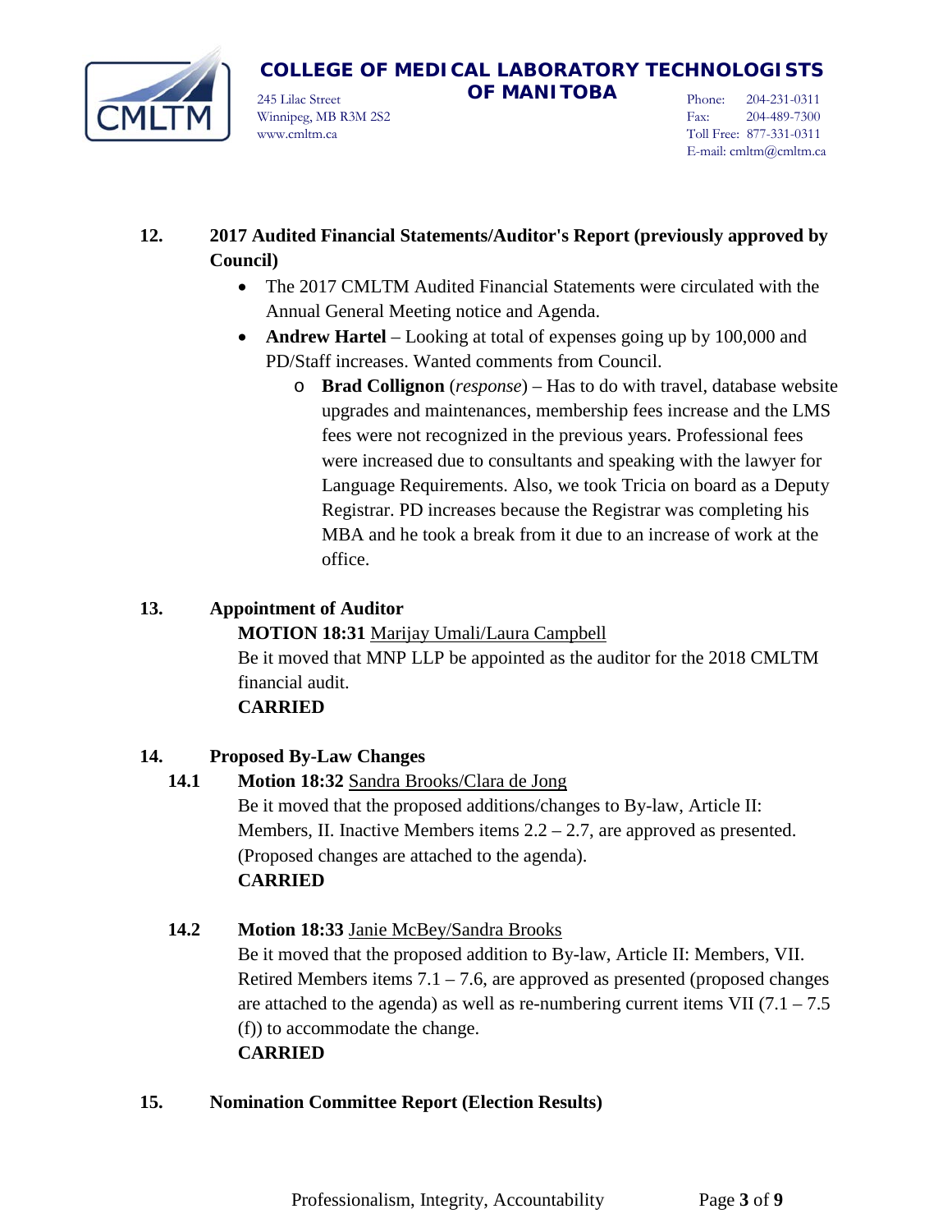## 12. 2017 Audited Financial Statements/Auditor's Report (previously approved by Council)

- The 2017 CMLTM Audited Financial Statements were circulated with the Annual General Meeting notice and Agenda.
- **Andrew Hartel** – Looking at total of expenses going up by 100,000 and PD/Staff increases. Wanted comments from Council.
  - **Brad Collignon** (*response*) – Has to do with travel, database website upgrades and maintenances, membership fees increase and the LMS fees were not recognized in the previous years. Professional fees were increased due to consultants and speaking with the lawyer for Language Requirements. Also, we took Tricia on board as a Deputy Registrar. PD increases because the Registrar was completing his MBA and he took a break from it due to an increase of work at the office.

## 13. Appointment of Auditor

**MOTION 18:31** Marijay Umali/Laura Campbell
Be it moved that MNP LLP be appointed as the auditor for the 2018 CMLTM financial audit.
**CARRIED**

## 14. Proposed By-Law Changes

**14.1 Motion 18:32** Sandra Brooks/Clara de Jong
Be it moved that the proposed additions/changes to By-law, Article II: Members, II. Inactive Members items 2.2 – 2.7, are approved as presented. (Proposed changes are attached to the agenda).
**CARRIED**

**14.2 Motion 18:33** Janie McBey/Sandra Brooks
Be it moved that the proposed addition to By-law, Article II: Members, VII. Retired Members items 7.1 – 7.6, are approved as presented (proposed changes are attached to the agenda) as well as re-numbering current items VII (7.1 – 7.5 (f)) to accommodate the change.
**CARRIED**

## 15. Nomination Committee Report (Election Results)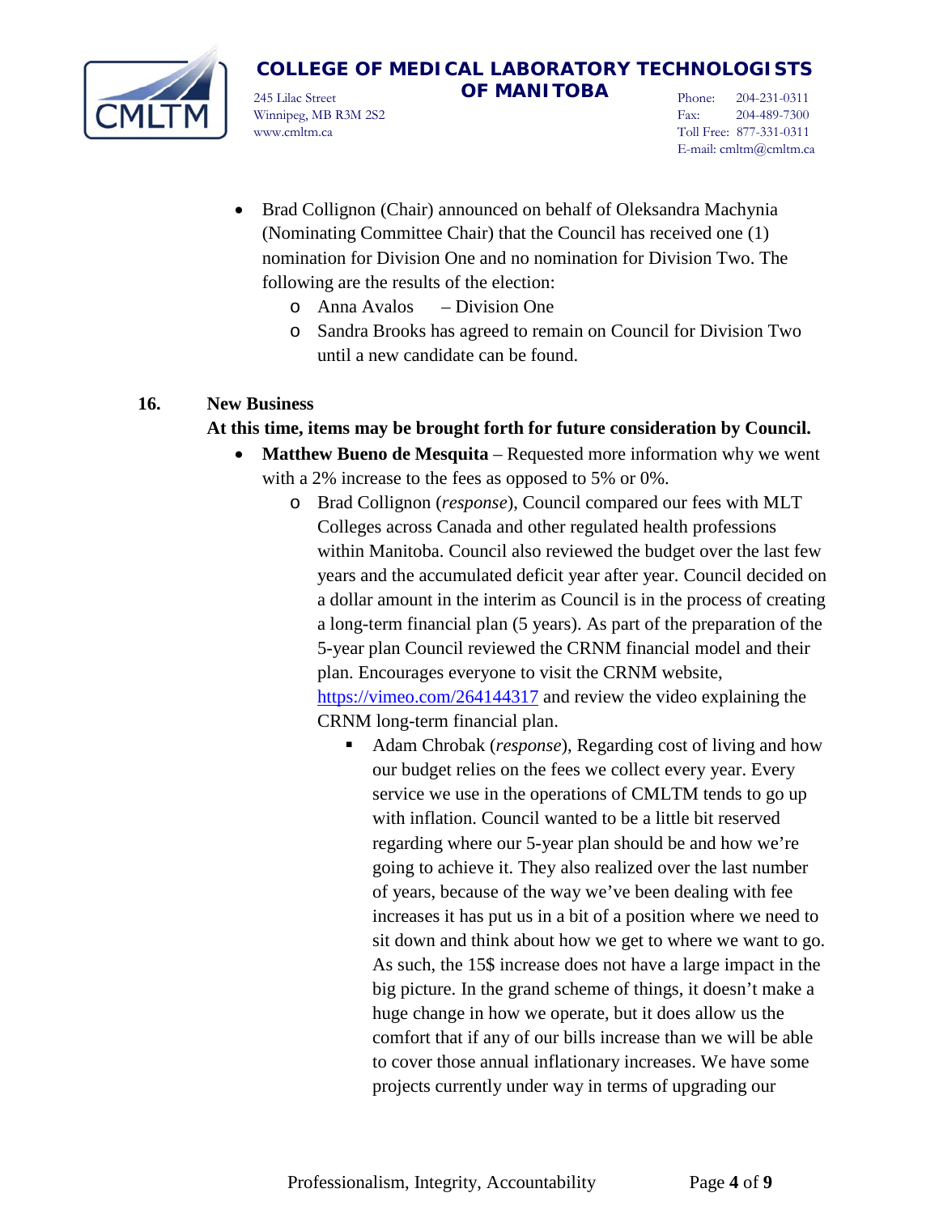- Brad Collignon (Chair) announced on behalf of Oleksandra Machynia (Nominating Committee Chair) that the Council has received one (1) nomination for Division One and no nomination for Division Two. The following are the results of the election:
  - Anna Avalos – Division One
  - Sandra Brooks has agreed to remain on Council for Division Two until a new candidate can be found.

**16. New Business**

**At this time, items may be brought forth for future consideration by Council.**

- **Matthew Bueno de Mesquita** – Requested more information why we went with a 2% increase to the fees as opposed to 5% or 0%.
  - Brad Collignon (*response*), Council compared our fees with MLT Colleges across Canada and other regulated health professions within Manitoba. Council also reviewed the budget over the last few years and the accumulated deficit year after year. Council decided on a dollar amount in the interim as Council is in the process of creating a long-term financial plan (5 years). As part of the preparation of the 5-year plan Council reviewed the CRNM financial model and their plan. Encourages everyone to visit the CRNM website, https://vimeo.com/264144317 and review the video explaining the CRNM long-term financial plan.
    - Adam Chrobak (*response*), Regarding cost of living and how our budget relies on the fees we collect every year. Every service we use in the operations of CMLTM tends to go up with inflation. Council wanted to be a little bit reserved regarding where our 5-year plan should be and how we're going to achieve it. They also realized over the last number of years, because of the way we've been dealing with fee increases it has put us in a bit of a position where we need to sit down and think about how we get to where we want to go. As such, the 15$ increase does not have a large impact in the big picture. In the grand scheme of things, it doesn't make a huge change in how we operate, but it does allow us the comfort that if any of our bills increase than we will be able to cover those annual inflationary increases. We have some projects currently under way in terms of upgrading our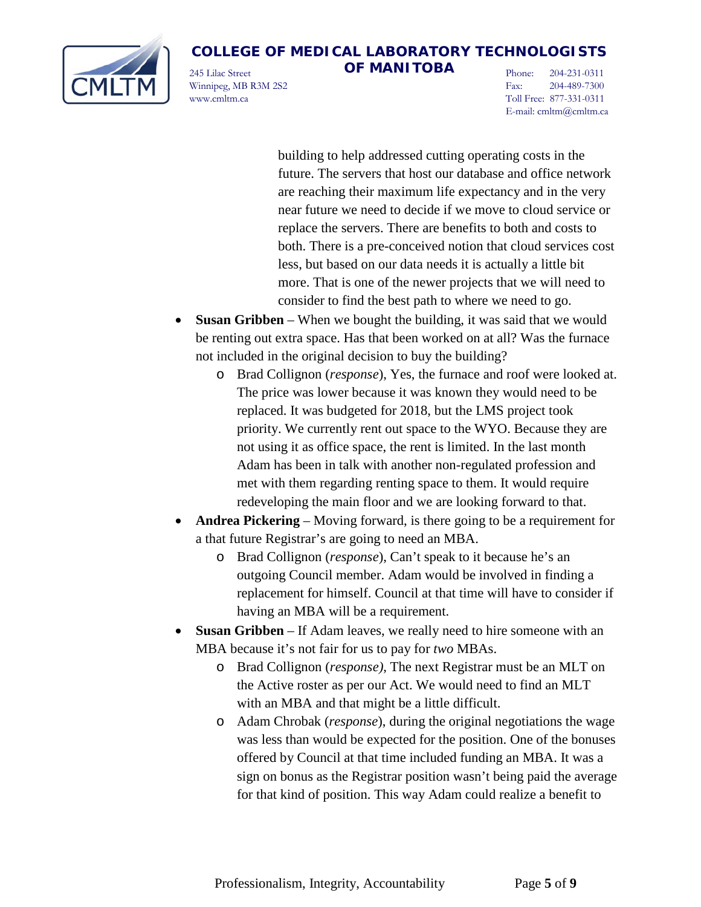building to help addressed cutting operating costs in the future. The servers that host our database and office network are reaching their maximum life expectancy and in the very near future we need to decide if we move to cloud service or replace the servers. There are benefits to both and costs to both. There is a pre-conceived notion that cloud services cost less, but based on our data needs it is actually a little bit more. That is one of the newer projects that we will need to consider to find the best path to where we need to go.

- **Susan Gribben** – When we bought the building, it was said that we would be renting out extra space. Has that been worked on at all? Was the furnace not included in the original decision to buy the building?
  - Brad Collignon (*response*), Yes, the furnace and roof were looked at. The price was lower because it was known they would need to be replaced. It was budgeted for 2018, but the LMS project took priority. We currently rent out space to the WYO. Because they are not using it as office space, the rent is limited. In the last month Adam has been in talk with another non-regulated profession and met with them regarding renting space to them. It would require redeveloping the main floor and we are looking forward to that.
- **Andrea Pickering** – Moving forward, is there going to be a requirement for a that future Registrar's are going to need an MBA.
  - Brad Collignon (*response*), Can't speak to it because he's an outgoing Council member. Adam would be involved in finding a replacement for himself. Council at that time will have to consider if having an MBA will be a requirement.
- **Susan Gribben** – If Adam leaves, we really need to hire someone with an MBA because it's not fair for us to pay for *two* MBAs.
  - Brad Collignon (*response)*, The next Registrar must be an MLT on the Active roster as per our Act. We would need to find an MLT with an MBA and that might be a little difficult.
  - Adam Chrobak (*response*), during the original negotiations the wage was less than would be expected for the position. One of the bonuses offered by Council at that time included funding an MBA. It was a sign on bonus as the Registrar position wasn't being paid the average for that kind of position. This way Adam could realize a benefit to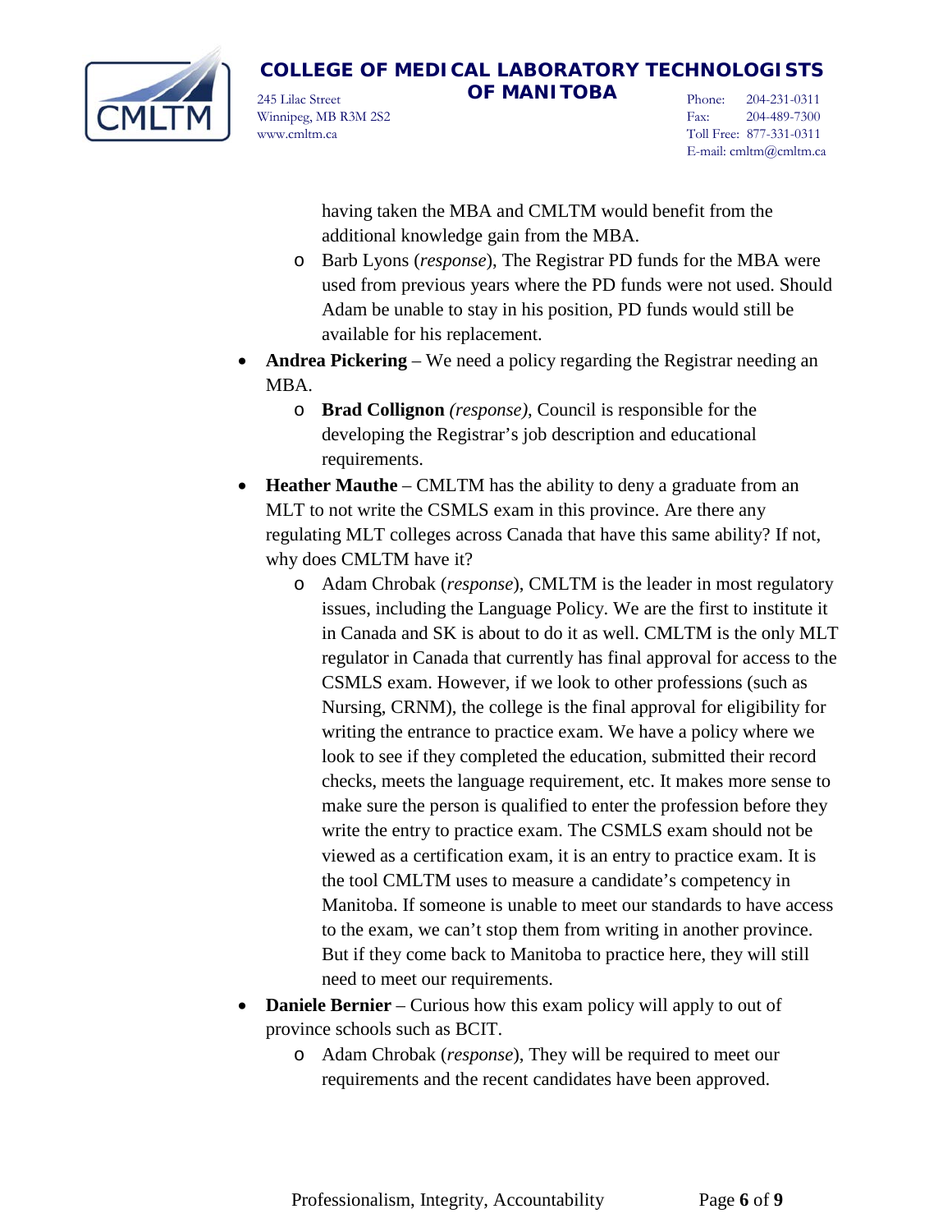having taken the MBA and CMLTM would benefit from the additional knowledge gain from the MBA.

- Barb Lyons (*response*), The Registrar PD funds for the MBA were used from previous years where the PD funds were not used. Should Adam be unable to stay in his position, PD funds would still be available for his replacement.

- **Andrea Pickering** – We need a policy regarding the Registrar needing an MBA.
  - **Brad Collignon** *(response)*, Council is responsible for the developing the Registrar's job description and educational requirements.
- **Heather Mauthe** – CMLTM has the ability to deny a graduate from an MLT to not write the CSMLS exam in this province. Are there any regulating MLT colleges across Canada that have this same ability? If not, why does CMLTM have it?
  - Adam Chrobak (*response*), CMLTM is the leader in most regulatory issues, including the Language Policy. We are the first to institute it in Canada and SK is about to do it as well. CMLTM is the only MLT regulator in Canada that currently has final approval for access to the CSMLS exam. However, if we look to other professions (such as Nursing, CRNM), the college is the final approval for eligibility for writing the entrance to practice exam. We have a policy where we look to see if they completed the education, submitted their record checks, meets the language requirement, etc. It makes more sense to make sure the person is qualified to enter the profession before they write the entry to practice exam. The CSMLS exam should not be viewed as a certification exam, it is an entry to practice exam. It is the tool CMLTM uses to measure a candidate's competency in Manitoba. If someone is unable to meet our standards to have access to the exam, we can't stop them from writing in another province. But if they come back to Manitoba to practice here, they will still need to meet our requirements.
- **Daniele Bernier** – Curious how this exam policy will apply to out of province schools such as BCIT.
  - Adam Chrobak (*response*), They will be required to meet our requirements and the recent candidates have been approved.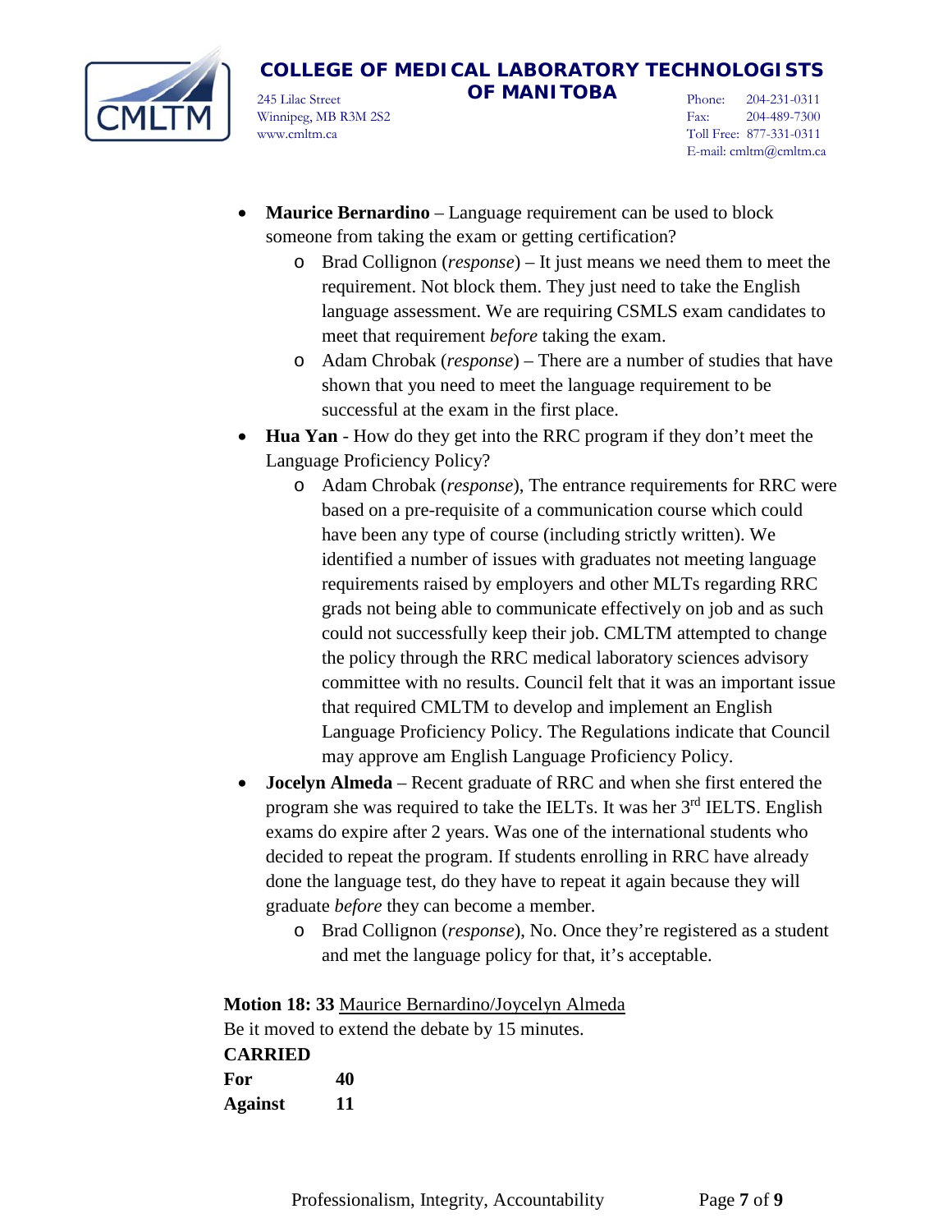- **Maurice Bernardino** – Language requirement can be used to block someone from taking the exam or getting certification?
    - Brad Collignon (*response*) – It just means we need them to meet the requirement. Not block them. They just need to take the English language assessment. We are requiring CSMLS exam candidates to meet that requirement *before* taking the exam.
    - Adam Chrobak (*response*) – There are a number of studies that have shown that you need to meet the language requirement to be successful at the exam in the first place.
- **Hua Yan** - How do they get into the RRC program if they don't meet the Language Proficiency Policy?
    - Adam Chrobak (*response*), The entrance requirements for RRC were based on a pre-requisite of a communication course which could have been any type of course (including strictly written). We identified a number of issues with graduates not meeting language requirements raised by employers and other MLTs regarding RRC grads not being able to communicate effectively on job and as such could not successfully keep their job. CMLTM attempted to change the policy through the RRC medical laboratory sciences advisory committee with no results. Council felt that it was an important issue that required CMLTM to develop and implement an English Language Proficiency Policy. The Regulations indicate that Council may approve am English Language Proficiency Policy.
- **Jocelyn Almeda** – Recent graduate of RRC and when she first entered the program she was required to take the IELTs. It was her 3rd IELTS. English exams do expire after 2 years. Was one of the international students who decided to repeat the program. If students enrolling in RRC have already done the language test, do they have to repeat it again because they will graduate *before* they can become a member.
    - Brad Collignon (*response*), No. Once they're registered as a student and met the language policy for that, it's acceptable.

**Motion 18: 33** Maurice Bernardino/Joycelyn Almeda

Be it moved to extend the debate by 15 minutes.

**CARRIED**

| | |
|---|---|
| **For** | **40** |
| **Against** | **11** |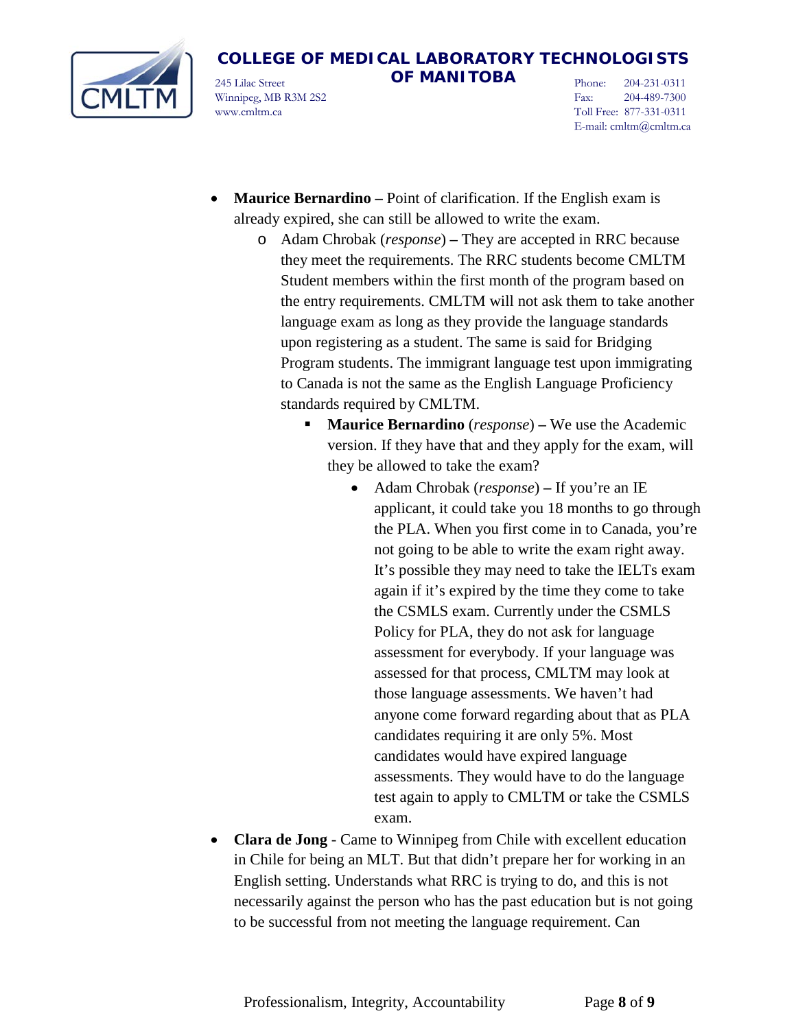- **Maurice Bernardino –** Point of clarification. If the English exam is already expired, she can still be allowed to write the exam.
  - Adam Chrobak (*response*) **–** They are accepted in RRC because they meet the requirements. The RRC students become CMLTM Student members within the first month of the program based on the entry requirements. CMLTM will not ask them to take another language exam as long as they provide the language standards upon registering as a student. The same is said for Bridging Program students. The immigrant language test upon immigrating to Canada is not the same as the English Language Proficiency standards required by CMLTM.
    - **Maurice Bernardino** (*response*) **–** We use the Academic version. If they have that and they apply for the exam, will they be allowed to take the exam?
      - Adam Chrobak (*response*) **–** If you're an IE applicant, it could take you 18 months to go through the PLA. When you first come in to Canada, you're not going to be able to write the exam right away. It's possible they may need to take the IELTs exam again if it's expired by the time they come to take the CSMLS exam. Currently under the CSMLS Policy for PLA, they do not ask for language assessment for everybody. If your language was assessed for that process, CMLTM may look at those language assessments. We haven't had anyone come forward regarding about that as PLA candidates requiring it are only 5%. Most candidates would have expired language assessments. They would have to do the language test again to apply to CMLTM or take the CSMLS exam.
- **Clara de Jong** - Came to Winnipeg from Chile with excellent education in Chile for being an MLT. But that didn't prepare her for working in an English setting. Understands what RRC is trying to do, and this is not necessarily against the person who has the past education but is not going to be successful from not meeting the language requirement. Can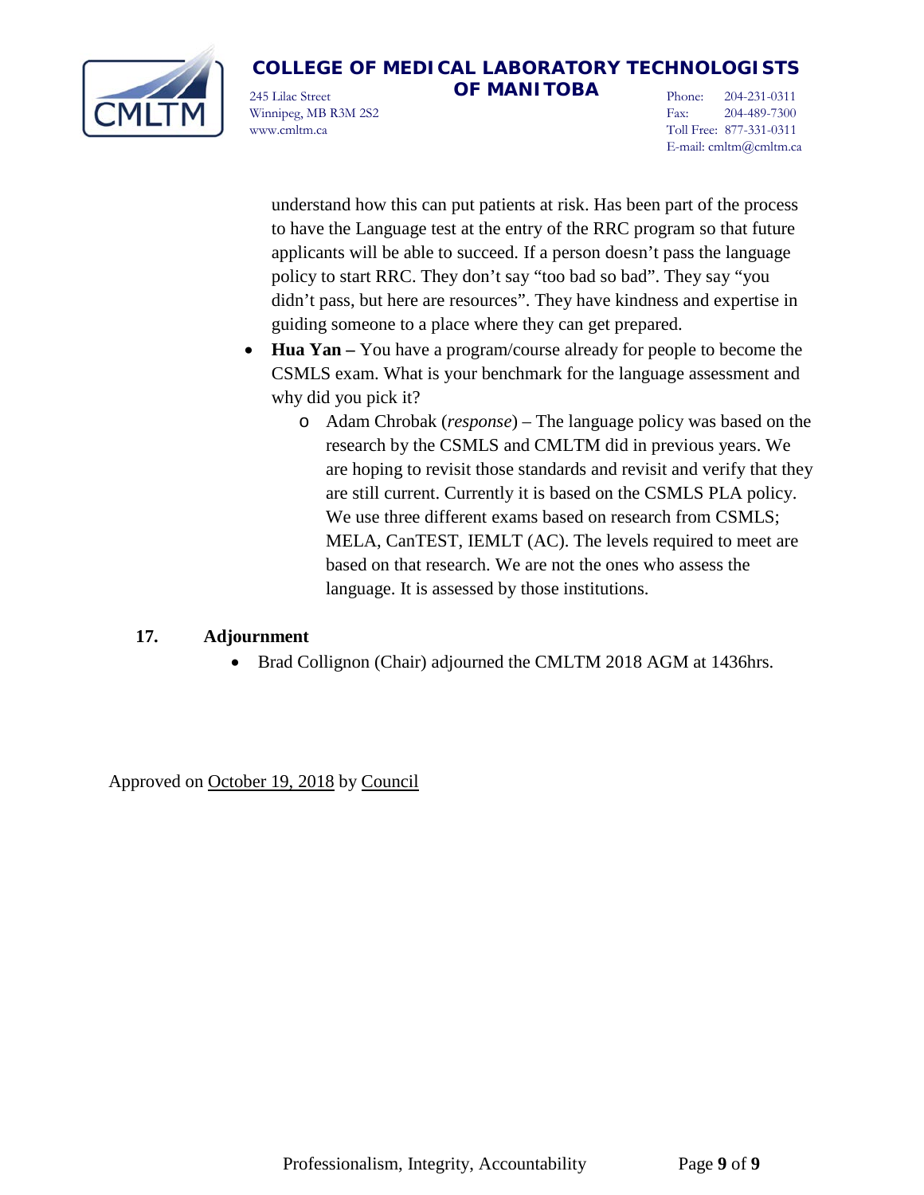understand how this can put patients at risk. Has been part of the process to have the Language test at the entry of the RRC program so that future applicants will be able to succeed. If a person doesn't pass the language policy to start RRC. They don't say "too bad so bad". They say "you didn't pass, but here are resources". They have kindness and expertise in guiding someone to a place where they can get prepared.

- **Hua Yan –** You have a program/course already for people to become the CSMLS exam. What is your benchmark for the language assessment and why did you pick it?
    - Adam Chrobak (*response*) – The language policy was based on the research by the CSMLS and CMLTM did in previous years. We are hoping to revisit those standards and revisit and verify that they are still current. Currently it is based on the CSMLS PLA policy. We use three different exams based on research from CSMLS; MELA, CanTEST, IEMLT (AC). The levels required to meet are based on that research. We are not the ones who assess the language. It is assessed by those institutions.

## 17. Adjournment

- Brad Collignon (Chair) adjourned the CMLTM 2018 AGM at 1436hrs.

Approved on October 19, 2018 by Council